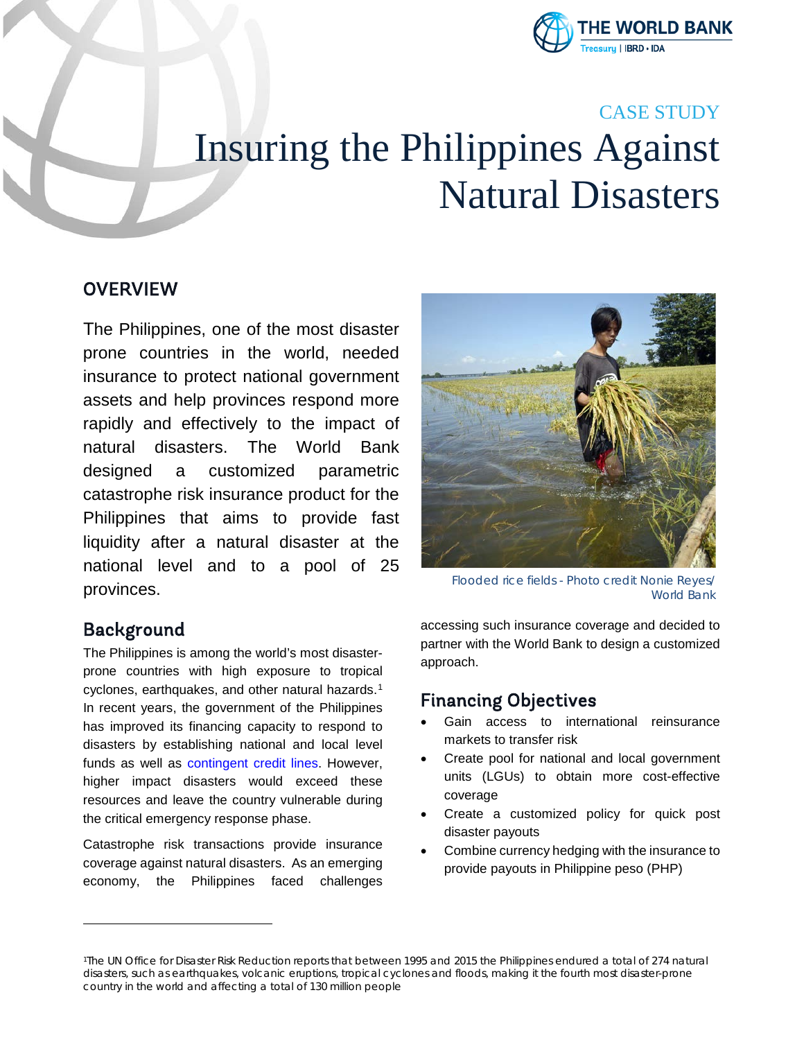CASE STUDY

# Insuring the Philippines Against Natural Disasters

## OVERVIEW

The Philippines, one of the most disaster prone countries in the world, needed insurance to protect national government assets and help provinces respond more rapidly and effectively to the impact of natural disasters. The World Bank designed a customized parametric catastrophe risk insurance product for the Philippines that aims to provide fast liquidity after a natural disaster at the national level and to a pool of 25 provinces.

Flooded rice fields - Photo credit Nonie Reyes/ World Bank

## Background

The Philippines is among the world's most disaster-prone countries with high exposure to tropical cyclones, earthquakes, and other natural hazards.[1] In recent years, the government of the Philippines has improved its financing capacity to respond to disasters by establishing national and local level funds as well as contingent credit lines. However, higher impact disasters would exceed these resources and leave the country vulnerable during the critical emergency response phase.

Catastrophe risk transactions provide insurance coverage against natural disasters. As an emerging economy, the Philippines faced challenges accessing such insurance coverage and decided to partner with the World Bank to design a customized approach.

## Financing Objectives

- Gain access to international reinsurance markets to transfer risk
- Create pool for national and local government units (LGUs) to obtain more cost-effective coverage
- Create a customized policy for quick post disaster payouts
- Combine currency hedging with the insurance to provide payouts in Philippine peso (PHP)

[1]The UN Office for Disaster Risk Reduction reports that between 1995 and 2015 the Philippines endured a total of 274 natural disasters, such as earthquakes, volcanic eruptions, tropical cyclones and floods, making it the fourth most disaster-prone country in the world and affecting a total of 130 million people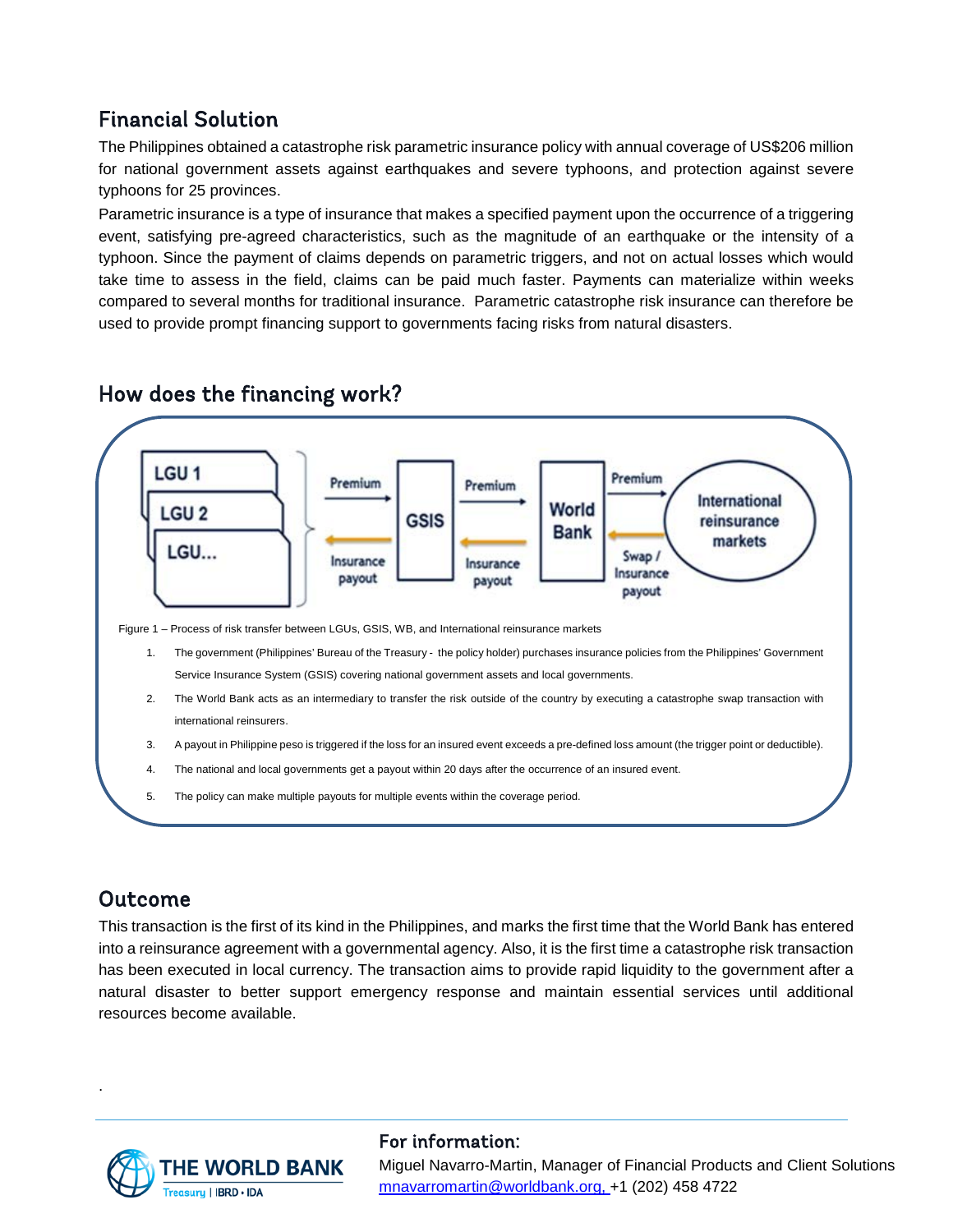## Financial Solution

The Philippines obtained a catastrophe risk parametric insurance policy with annual coverage of US$206 million for national government assets against earthquakes and severe typhoons, and protection against severe typhoons for 25 provinces.

Parametric insurance is a type of insurance that makes a specified payment upon the occurrence of a triggering event, satisfying pre-agreed characteristics, such as the magnitude of an earthquake or the intensity of a typhoon. Since the payment of claims depends on parametric triggers, and not on actual losses which would take time to assess in the field, claims can be paid much faster. Payments can materialize within weeks compared to several months for traditional insurance. Parametric catastrophe risk insurance can therefore be used to provide prompt financing support to governments facing risks from natural disasters.

## How does the financing work?

LGU 1 / LGU 2 / LGU... → Premium → GSIS → Premium → World Bank → Premium → International reinsurance markets

International reinsurance markets → Swap / Insurance payout → World Bank → Insurance payout → GSIS → Insurance payout → LGUs

Figure 1 – Process of risk transfer between LGUs, GSIS, WB, and International reinsurance markets

1. The government (Philippines' Bureau of the Treasury - the policy holder) purchases insurance policies from the Philippines' Government Service Insurance System (GSIS) covering national government assets and local governments.
2. The World Bank acts as an intermediary to transfer the risk outside of the country by executing a catastrophe swap transaction with international reinsurers.
3. A payout in Philippine peso is triggered if the loss for an insured event exceeds a pre-defined loss amount (the trigger point or deductible).
4. The national and local governments get a payout within 20 days after the occurrence of an insured event.
5. The policy can make multiple payouts for multiple events within the coverage period.

## Outcome

This transaction is the first of its kind in the Philippines, and marks the first time that the World Bank has entered into a reinsurance agreement with a governmental agency. Also, it is the first time a catastrophe risk transaction has been executed in local currency. The transaction aims to provide rapid liquidity to the government after a natural disaster to better support emergency response and maintain essential services until additional resources become available.

THE WORLD BANK
Treasury | IBRD • IDA

### For information:

Miguel Navarro-Martin, Manager of Financial Products and Client Solutions
mnavarromartin@worldbank.org, +1 (202) 458 4722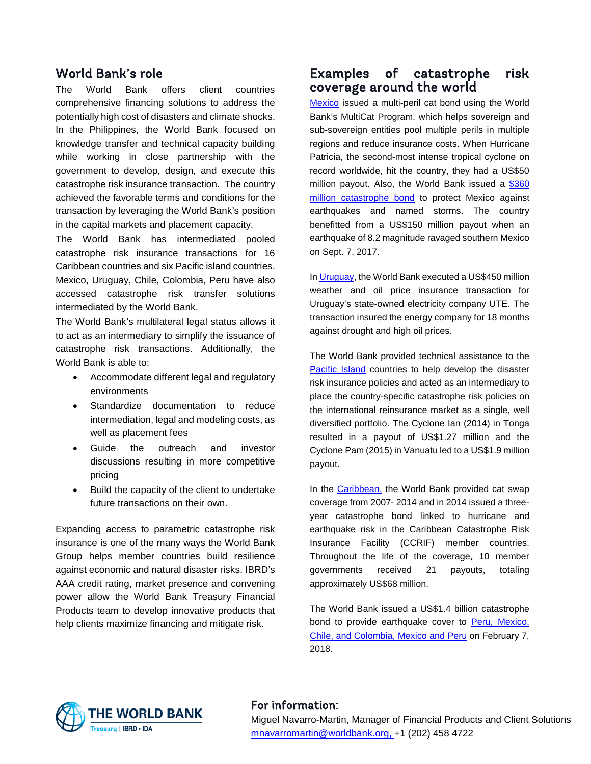## World Bank's role

The World Bank offers client countries comprehensive financing solutions to address the potentially high cost of disasters and climate shocks. In the Philippines, the World Bank focused on knowledge transfer and technical capacity building while working in close partnership with the government to develop, design, and execute this catastrophe risk insurance transaction. The country achieved the favorable terms and conditions for the transaction by leveraging the World Bank's position in the capital markets and placement capacity.

The World Bank has intermediated pooled catastrophe risk insurance transactions for 16 Caribbean countries and six Pacific island countries. Mexico, Uruguay, Chile, Colombia, Peru have also accessed catastrophe risk transfer solutions intermediated by the World Bank.

The World Bank's multilateral legal status allows it to act as an intermediary to simplify the issuance of catastrophe risk transactions. Additionally, the World Bank is able to:

- Accommodate different legal and regulatory environments
- Standardize documentation to reduce intermediation, legal and modeling costs, as well as placement fees
- Guide the outreach and investor discussions resulting in more competitive pricing
- Build the capacity of the client to undertake future transactions on their own.

Expanding access to parametric catastrophe risk insurance is one of the many ways the World Bank Group helps member countries build resilience against economic and natural disaster risks. IBRD's AAA credit rating, market presence and convening power allow the World Bank Treasury Financial Products team to develop innovative products that help clients maximize financing and mitigate risk.

## Examples of catastrophe risk coverage around the world

Mexico issued a multi-peril cat bond using the World Bank's MultiCat Program, which helps sovereign and sub-sovereign entities pool multiple perils in multiple regions and reduce insurance costs. When Hurricane Patricia, the second-most intense tropical cyclone on record worldwide, hit the country, they had a US$50 million payout. Also, the World Bank issued a $360 million catastrophe bond to protect Mexico against earthquakes and named storms. The country benefitted from a US$150 million payout when an earthquake of 8.2 magnitude ravaged southern Mexico on Sept. 7, 2017.

In Uruguay, the World Bank executed a US$450 million weather and oil price insurance transaction for Uruguay's state-owned electricity company UTE. The transaction insured the energy company for 18 months against drought and high oil prices.

The World Bank provided technical assistance to the Pacific Island countries to help develop the disaster risk insurance policies and acted as an intermediary to place the country-specific catastrophe risk policies on the international reinsurance market as a single, well diversified portfolio. The Cyclone Ian (2014) in Tonga resulted in a payout of US$1.27 million and the Cyclone Pam (2015) in Vanuatu led to a US$1.9 million payout.

In the Caribbean, the World Bank provided cat swap coverage from 2007- 2014 and in 2014 issued a three-year catastrophe bond linked to hurricane and earthquake risk in the Caribbean Catastrophe Risk Insurance Facility (CCRIF) member countries. Throughout the life of the coverage, 10 member governments received 21 payouts, totaling approximately US$68 million.

The World Bank issued a US$1.4 billion catastrophe bond to provide earthquake cover to Peru, Mexico, Chile, and Colombia, Mexico and Peru on February 7, 2018.

THE WORLD BANK
Treasury | IBRD • IDA

### For information:

Miguel Navarro-Martin, Manager of Financial Products and Client Solutions
mnavarromartin@worldbank.org, +1 (202) 458 4722